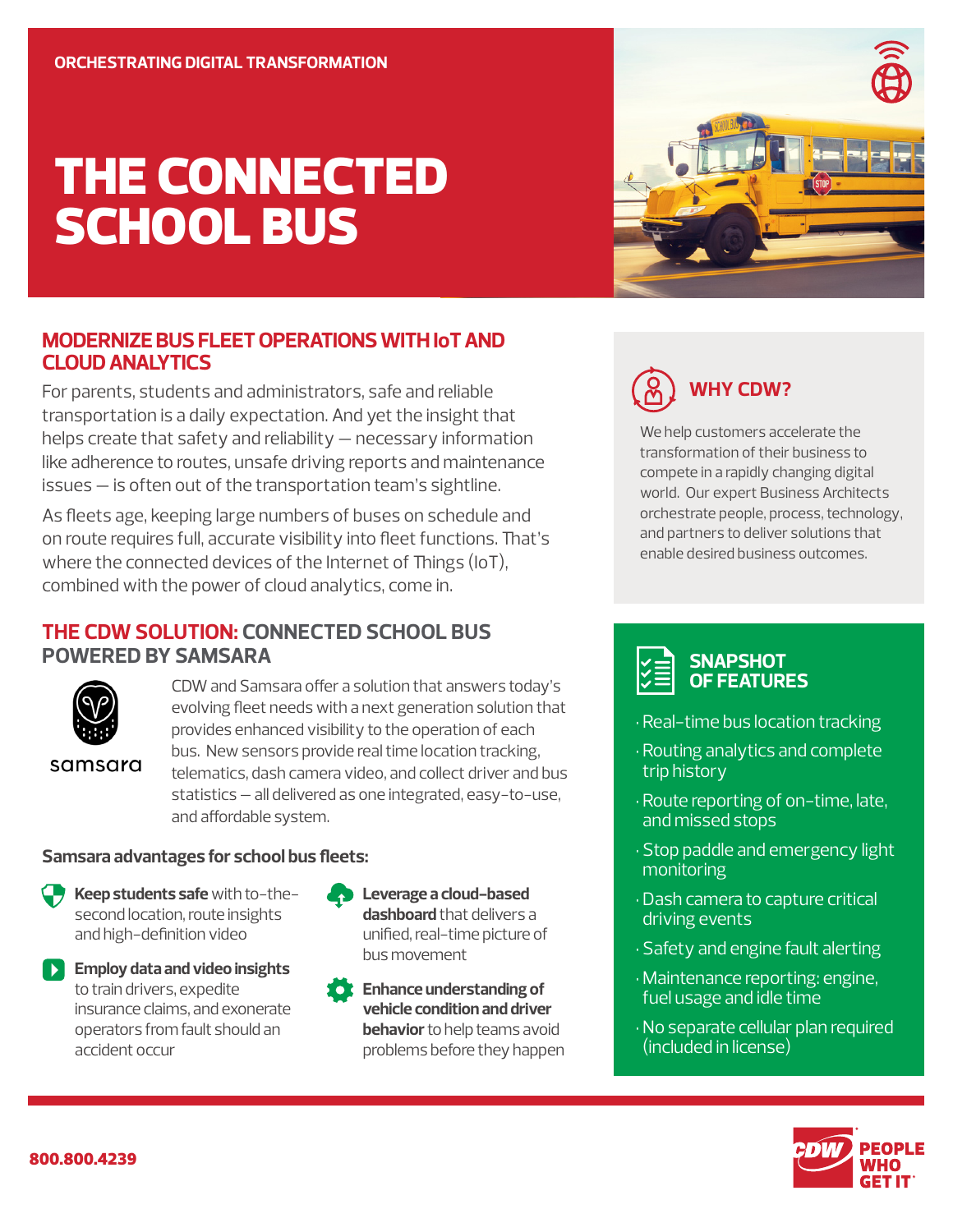ORCHESTRATING DIGITAL TRANSFORMATION

# THE CONNECTED SCHOOL BUS

## MODERNIZE BUS FLEET OPERATIONS WITH IoT AND CLOUD ANALYTICS

For parents, students and administrators, safe and reliable transportation is a daily expectation. And yet the insight that helps create that safety and reliability — necessary information like adherence to routes, unsafe driving reports and maintenance issues — is often out of the transportation team's sightline.

As fleets age, keeping large numbers of buses on schedule and on route requires full, accurate visibility into fleet functions. That's where the connected devices of the Internet of Things (IoT), combined with the power of cloud analytics, come in.

## THE CDW SOLUTION: CONNECTED SCHOOL BUS POWERED BY SAMSARA

samsara

CDW and Samsara offer a solution that answers today's evolving fleet needs with a next generation solution that provides enhanced visibility to the operation of each bus. New sensors provide real time location tracking, telematics, dash camera video, and collect driver and bus statistics — all delivered as one integrated, easy-to-use, and affordable system.

### Samsara advantages for school bus fleets:

- **Keep students safe** with to-the-second location, route insights and high-definition video
- **Employ data and video insights** to train drivers, expedite insurance claims, and exonerate operators from fault should an accident occur
- **Leverage a cloud-based dashboard** that delivers a unified, real-time picture of bus movement
- **Enhance understanding of vehicle condition and driver behavior** to help teams avoid problems before they happen

## WHY CDW?

We help customers accelerate the transformation of their business to compete in a rapidly changing digital world. Our expert Business Architects orchestrate people, process, technology, and partners to deliver solutions that enable desired business outcomes.

## SNAPSHOT OF FEATURES

- Real-time bus location tracking
- Routing analytics and complete trip history
- Route reporting of on-time, late, and missed stops
- Stop paddle and emergency light monitoring
- Dash camera to capture critical driving events
- Safety and engine fault alerting
- Maintenance reporting: engine, fuel usage and idle time
- No separate cellular plan required (included in license)

800.800.4239

CDW PEOPLE WHO GET IT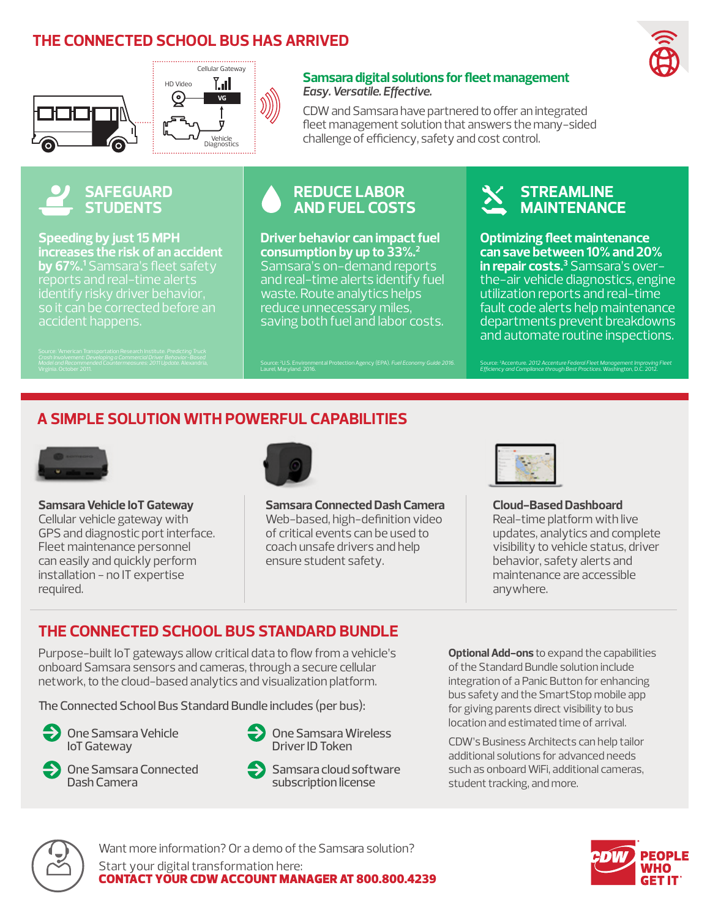# THE CONNECTED SCHOOL BUS HAS ARRIVED

Cellular Gateway
HD Video
VG
Vehicle Diagnostics

## Samsara digital solutions for fleet management

*Easy. Versatile. Effective.*

CDW and Samsara have partnered to offer an integrated fleet management solution that answers the many-sided challenge of efficiency, safety and cost control.

### SAFEGUARD STUDENTS

**Speeding by just 15 MPH increases the risk of an accident by 67%.**[1] Samsara's fleet safety reports and real-time alerts identify risky driver behavior, so it can be corrected before an accident happens.

Source: [1]American Transportation Research Institute. *Predicting Truck Crash Involvement: Developing a Commercial Driver Behavior-Based Model and Recommended Countermeasures: 2011 Update.* Alexandria, Virginia. October 2011.

### REDUCE LABOR AND FUEL COSTS

**Driver behavior can impact fuel consumption by up to 33%.**[2] Samsara's on-demand reports and real-time alerts identify fuel waste. Route analytics helps reduce unnecessary miles, saving both fuel and labor costs.

Source: [2]U.S. Environmental Protection Agency (EPA). *Fuel Economy Guide 2016.* Laurel, Maryland. 2016.

### STREAMLINE MAINTENANCE

**Optimizing fleet maintenance can save between 10% and 20% in repair costs.**[3] Samsara's over-the-air vehicle diagnostics, engine utilization reports and real-time fault code alerts help maintenance departments prevent breakdowns and automate routine inspections.

Source: [3]Accenture. *2012 Accenture Federal Fleet Management Improving Fleet Efficiency and Compliance through Best Practices.* Washington, D.C. 2012.

## A SIMPLE SOLUTION WITH POWERFUL CAPABILITIES

**Samsara Vehicle IoT Gateway**
Cellular vehicle gateway with GPS and diagnostic port interface. Fleet maintenance personnel can easily and quickly perform installation – no IT expertise required.

**Samsara Connected Dash Camera**
Web-based, high-definition video of critical events can be used to coach unsafe drivers and help ensure student safety.

**Cloud-Based Dashboard**
Real-time platform with live updates, analytics and complete visibility to vehicle status, driver behavior, safety alerts and maintenance are accessible anywhere.

## THE CONNECTED SCHOOL BUS STANDARD BUNDLE

Purpose-built IoT gateways allow critical data to flow from a vehicle's onboard Samsara sensors and cameras, through a secure cellular network, to the cloud-based analytics and visualization platform.

The Connected School Bus Standard Bundle includes (per bus):

- One Samsara Vehicle IoT Gateway
- One Samsara Connected Dash Camera
- One Samsara Wireless Driver ID Token
- Samsara cloud software subscription license

**Optional Add-ons** to expand the capabilities of the Standard Bundle solution include integration of a Panic Button for enhancing bus safety and the SmartStop mobile app for giving parents direct visibility to bus location and estimated time of arrival.

CDW's Business Architects can help tailor additional solutions for advanced needs such as onboard WiFi, additional cameras, student tracking, and more.

Want more information? Or a demo of the Samsara solution?
Start your digital transformation here:
**CONTACT YOUR CDW ACCOUNT MANAGER AT 800.800.4239**

CDW PEOPLE WHO GET IT